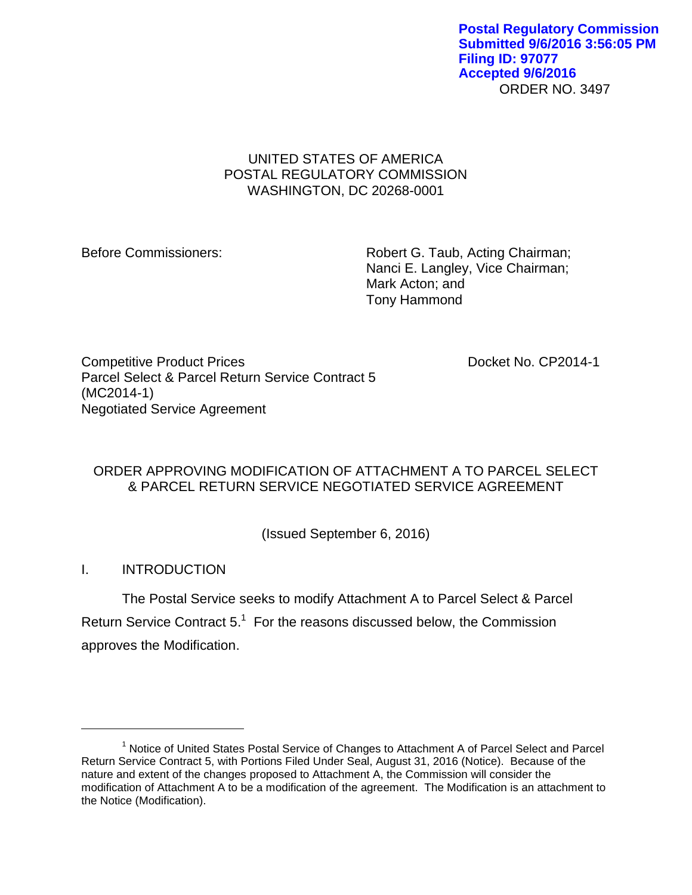**Postal Regulatory Commission**
**Submitted 9/6/2016 3:56:05 PM**
**Filing ID: 97077**
**Accepted 9/6/2016**

ORDER NO. 3497

UNITED STATES OF AMERICA
POSTAL REGULATORY COMMISSION
WASHINGTON, DC 20268-0001

Before Commissioners:

Robert G. Taub, Acting Chairman;
Nanci E. Langley, Vice Chairman;
Mark Acton; and
Tony Hammond

Competitive Product Prices
Parcel Select & Parcel Return Service Contract 5
(MC2014-1)
Negotiated Service Agreement

Docket No. CP2014-1

ORDER APPROVING MODIFICATION OF ATTACHMENT A TO PARCEL SELECT & PARCEL RETURN SERVICE NEGOTIATED SERVICE AGREEMENT

(Issued September 6, 2016)

## I. INTRODUCTION

The Postal Service seeks to modify Attachment A to Parcel Select & Parcel Return Service Contract 5.[1] For the reasons discussed below, the Commission approves the Modification.

---

[1] Notice of United States Postal Service of Changes to Attachment A of Parcel Select and Parcel Return Service Contract 5, with Portions Filed Under Seal, August 31, 2016 (Notice). Because of the nature and extent of the changes proposed to Attachment A, the Commission will consider the modification of Attachment A to be a modification of the agreement. The Modification is an attachment to the Notice (Modification).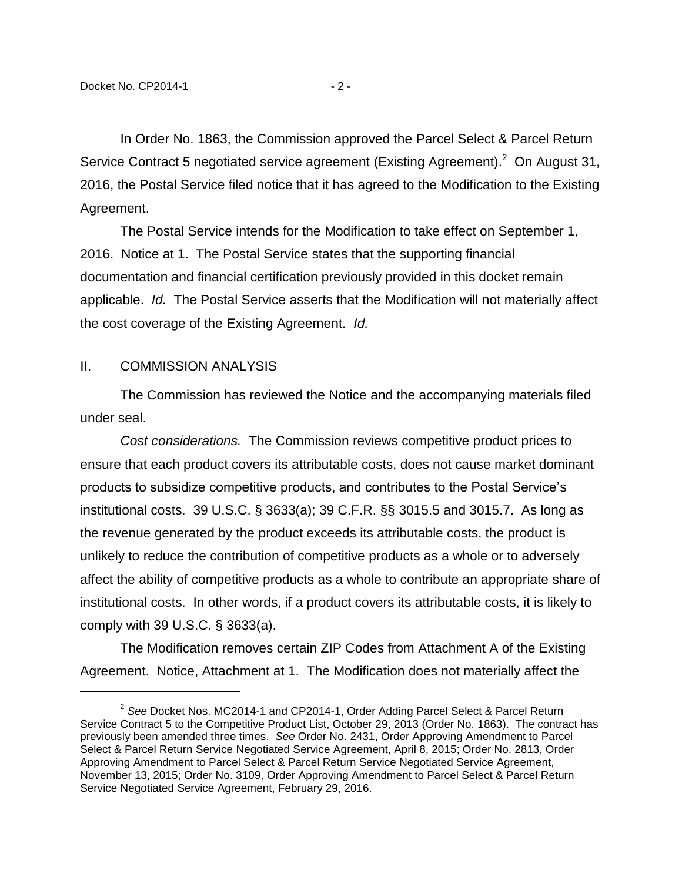In Order No. 1863, the Commission approved the Parcel Select & Parcel Return Service Contract 5 negotiated service agreement (Existing Agreement).[2] On August 31, 2016, the Postal Service filed notice that it has agreed to the Modification to the Existing Agreement.

The Postal Service intends for the Modification to take effect on September 1, 2016. Notice at 1. The Postal Service states that the supporting financial documentation and financial certification previously provided in this docket remain applicable. *Id.* The Postal Service asserts that the Modification will not materially affect the cost coverage of the Existing Agreement. *Id.*

## II. COMMISSION ANALYSIS

The Commission has reviewed the Notice and the accompanying materials filed under seal.

*Cost considerations.* The Commission reviews competitive product prices to ensure that each product covers its attributable costs, does not cause market dominant products to subsidize competitive products, and contributes to the Postal Service's institutional costs. 39 U.S.C. § 3633(a); 39 C.F.R. §§ 3015.5 and 3015.7. As long as the revenue generated by the product exceeds its attributable costs, the product is unlikely to reduce the contribution of competitive products as a whole or to adversely affect the ability of competitive products as a whole to contribute an appropriate share of institutional costs. In other words, if a product covers its attributable costs, it is likely to comply with 39 U.S.C. § 3633(a).

The Modification removes certain ZIP Codes from Attachment A of the Existing Agreement. Notice, Attachment at 1. The Modification does not materially affect the

---

[2] *See* Docket Nos. MC2014-1 and CP2014-1, Order Adding Parcel Select & Parcel Return Service Contract 5 to the Competitive Product List, October 29, 2013 (Order No. 1863). The contract has previously been amended three times. *See* Order No. 2431, Order Approving Amendment to Parcel Select & Parcel Return Service Negotiated Service Agreement, April 8, 2015; Order No. 2813, Order Approving Amendment to Parcel Select & Parcel Return Service Negotiated Service Agreement, November 13, 2015; Order No. 3109, Order Approving Amendment to Parcel Select & Parcel Return Service Negotiated Service Agreement, February 29, 2016.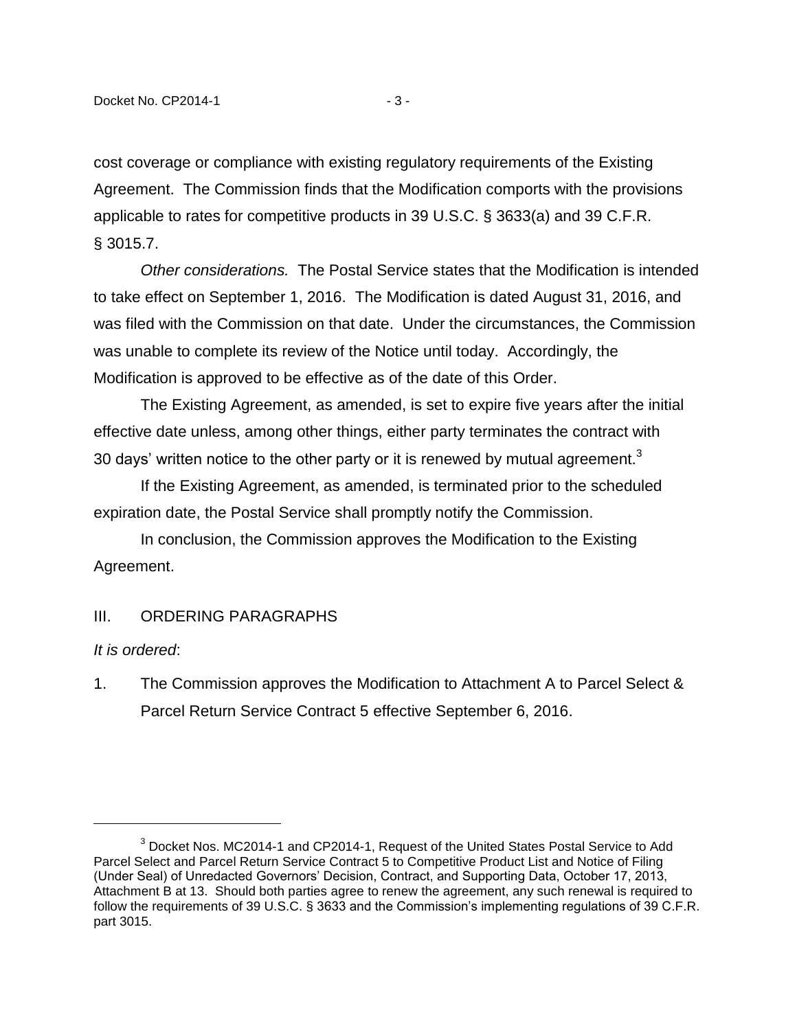cost coverage or compliance with existing regulatory requirements of the Existing Agreement. The Commission finds that the Modification comports with the provisions applicable to rates for competitive products in 39 U.S.C. § 3633(a) and 39 C.F.R. § 3015.7.

*Other considerations.* The Postal Service states that the Modification is intended to take effect on September 1, 2016. The Modification is dated August 31, 2016, and was filed with the Commission on that date. Under the circumstances, the Commission was unable to complete its review of the Notice until today. Accordingly, the Modification is approved to be effective as of the date of this Order.

The Existing Agreement, as amended, is set to expire five years after the initial effective date unless, among other things, either party terminates the contract with 30 days' written notice to the other party or it is renewed by mutual agreement.[3]

If the Existing Agreement, as amended, is terminated prior to the scheduled expiration date, the Postal Service shall promptly notify the Commission.

In conclusion, the Commission approves the Modification to the Existing Agreement.

## III. ORDERING PARAGRAPHS

*It is ordered*:

1. The Commission approves the Modification to Attachment A to Parcel Select & Parcel Return Service Contract 5 effective September 6, 2016.

---

[3] Docket Nos. MC2014-1 and CP2014-1, Request of the United States Postal Service to Add Parcel Select and Parcel Return Service Contract 5 to Competitive Product List and Notice of Filing (Under Seal) of Unredacted Governors' Decision, Contract, and Supporting Data, October 17, 2013, Attachment B at 13. Should both parties agree to renew the agreement, any such renewal is required to follow the requirements of 39 U.S.C. § 3633 and the Commission's implementing regulations of 39 C.F.R. part 3015.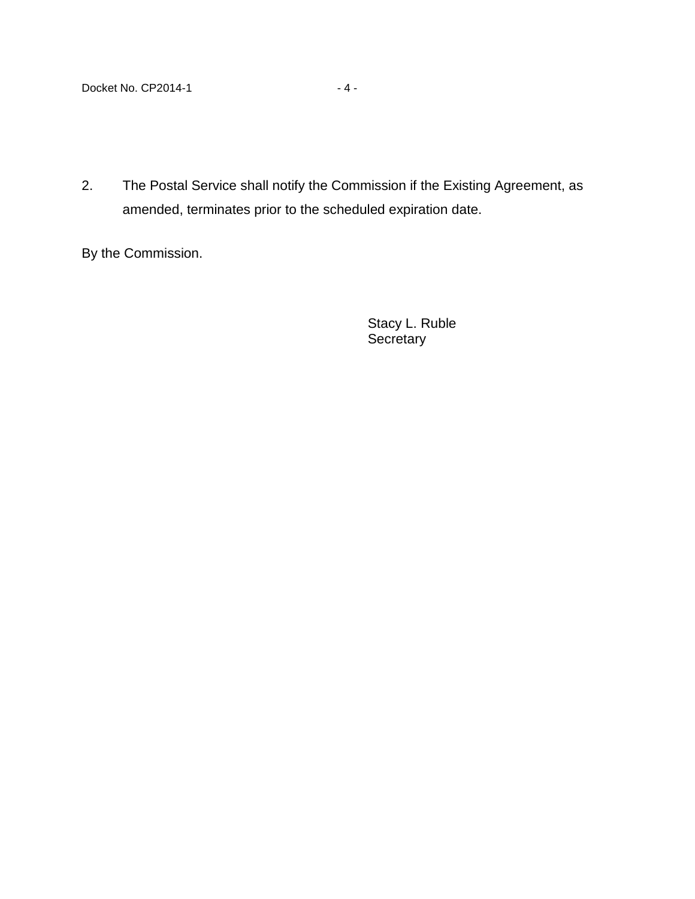2. The Postal Service shall notify the Commission if the Existing Agreement, as amended, terminates prior to the scheduled expiration date.

By the Commission.

Stacy L. Ruble
Secretary